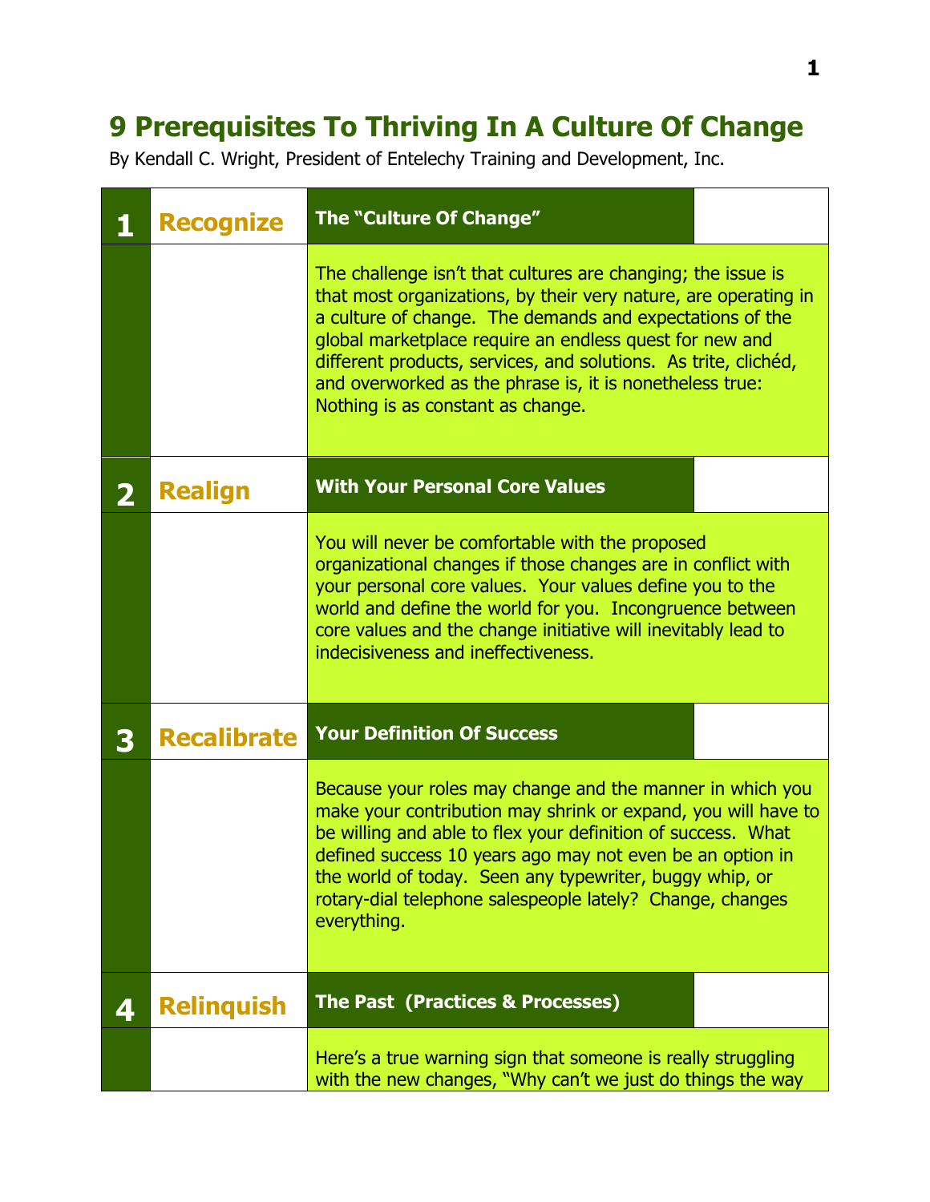# 9 Prerequisites To Thriving In A Culture Of Change

By Kendall C. Wright, President of Entelechy Training and Development, Inc.

## 1 Recognize — The "Culture Of Change"

The challenge isn't that cultures are changing; the issue is that most organizations, by their very nature, are operating in a culture of change. The demands and expectations of the global marketplace require an endless quest for new and different products, services, and solutions. As trite, clichéd, and overworked as the phrase is, it is nonetheless true: Nothing is as constant as change.

## 2 Realign — With Your Personal Core Values

You will never be comfortable with the proposed organizational changes if those changes are in conflict with your personal core values. Your values define you to the world and define the world for you. Incongruence between core values and the change initiative will inevitably lead to indecisiveness and ineffectiveness.

## 3 Recalibrate — Your Definition Of Success

Because your roles may change and the manner in which you make your contribution may shrink or expand, you will have to be willing and able to flex your definition of success. What defined success 10 years ago may not even be an option in the world of today. Seen any typewriter, buggy whip, or rotary-dial telephone salespeople lately? Change, changes everything.

## 4 Relinquish — The Past (Practices & Processes)

Here's a true warning sign that someone is really struggling with the new changes, "Why can't we just do things the way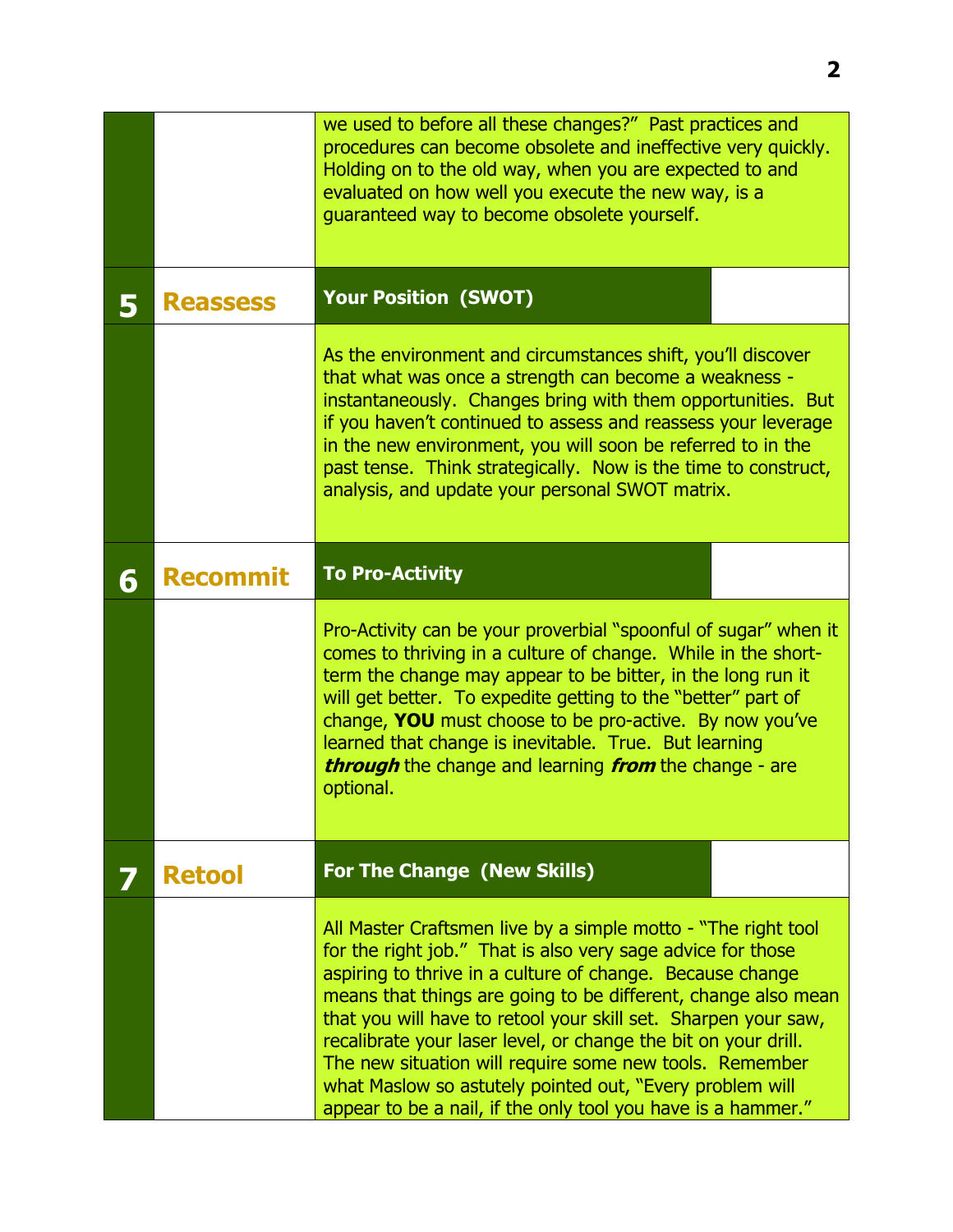we used to before all these changes?" Past practices and procedures can become obsolete and ineffective very quickly. Holding on to the old way, when you are expected to and evaluated on how well you execute the new way, is a guaranteed way to become obsolete yourself.

## 5 Reassess — Your Position (SWOT)

As the environment and circumstances shift, you'll discover that what was once a strength can become a weakness - instantaneously. Changes bring with them opportunities. But if you haven't continued to assess and reassess your leverage in the new environment, you will soon be referred to in the past tense. Think strategically. Now is the time to construct, analysis, and update your personal SWOT matrix.

## 6 Recommit — To Pro-Activity

Pro-Activity can be your proverbial "spoonful of sugar" when it comes to thriving in a culture of change. While in the short-term the change may appear to be bitter, in the long run it will get better. To expedite getting to the "better" part of change, **YOU** must choose to be pro-active. By now you've learned that change is inevitable. True. But learning ***through*** the change and learning ***from*** the change - are optional.

## 7 Retool — For The Change (New Skills)

All Master Craftsmen live by a simple motto - "The right tool for the right job." That is also very sage advice for those aspiring to thrive in a culture of change. Because change means that things are going to be different, change also mean that you will have to retool your skill set. Sharpen your saw, recalibrate your laser level, or change the bit on your drill. The new situation will require some new tools. Remember what Maslow so astutely pointed out, "Every problem will appear to be a nail, if the only tool you have is a hammer."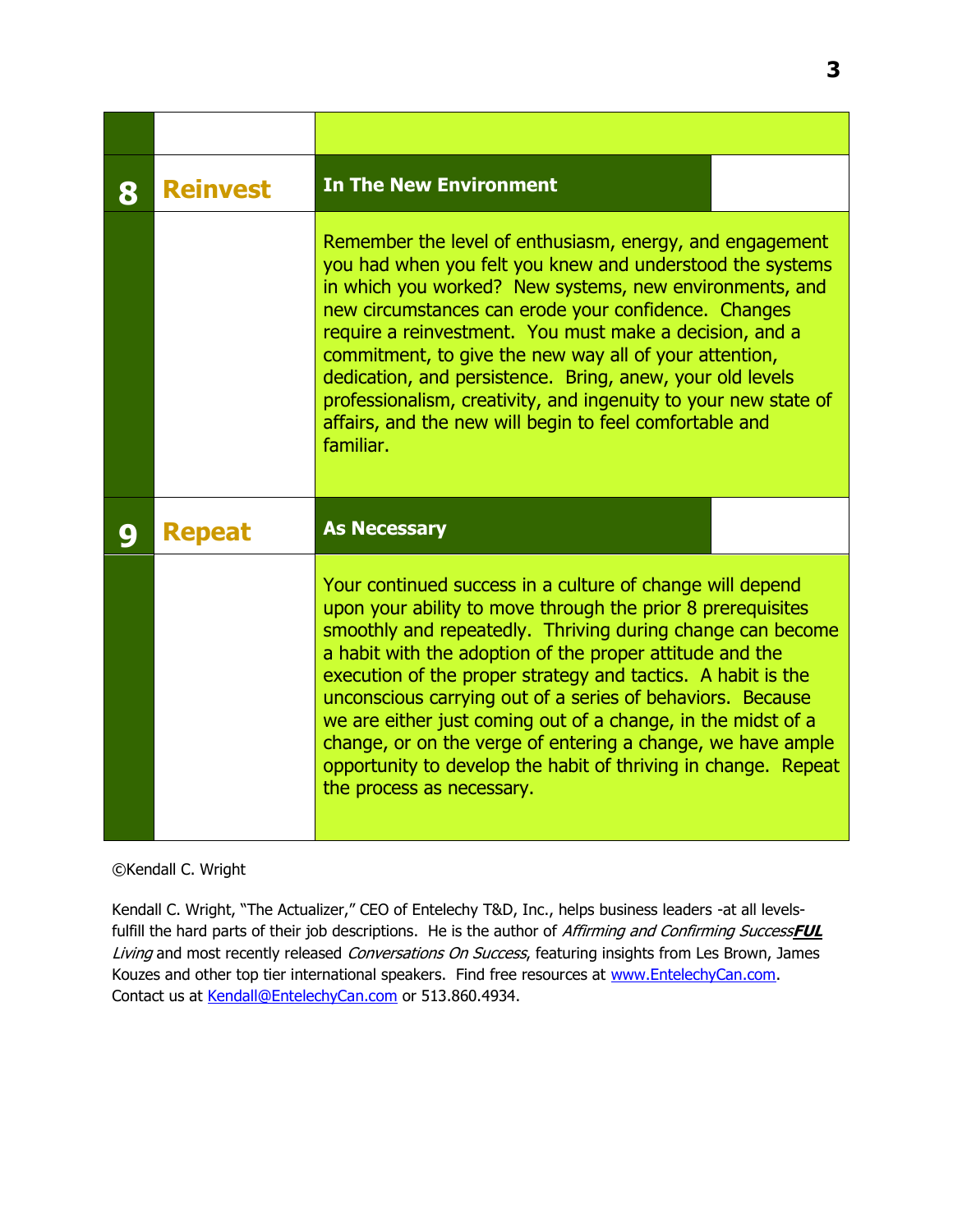## 8 Reinvest

### In The New Environment

Remember the level of enthusiasm, energy, and engagement you had when you felt you knew and understood the systems in which you worked? New systems, new environments, and new circumstances can erode your confidence. Changes require a reinvestment. You must make a decision, and a commitment, to give the new way all of your attention, dedication, and persistence. Bring, anew, your old levels professionalism, creativity, and ingenuity to your new state of affairs, and the new will begin to feel comfortable and familiar.

## 9 Repeat

### As Necessary

Your continued success in a culture of change will depend upon your ability to move through the prior 8 prerequisites smoothly and repeatedly. Thriving during change can become a habit with the adoption of the proper attitude and the execution of the proper strategy and tactics. A habit is the unconscious carrying out of a series of behaviors. Because we are either just coming out of a change, in the midst of a change, or on the verge of entering a change, we have ample opportunity to develop the habit of thriving in change. Repeat the process as necessary.

©Kendall C. Wright

Kendall C. Wright, "The Actualizer," CEO of Entelechy T&D, Inc., helps business leaders -at all levels- fulfill the hard parts of their job descriptions. He is the author of *Affirming and Confirming Success**FUL** Living* and most recently released *Conversations On Success*, featuring insights from Les Brown, James Kouzes and other top tier international speakers. Find free resources at www.EntelechyCan.com. Contact us at Kendall@EntelechyCan.com or 513.860.4934.